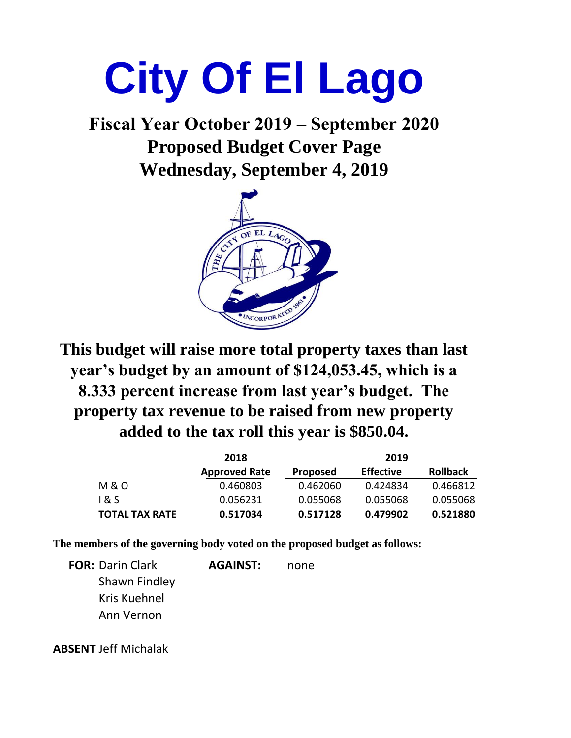# City Of El Lago

## Fiscal Year October 2019 – September 2020
## Proposed Budget Cover Page
## Wednesday, September 4, 2019

**This budget will raise more total property taxes than last year's budget by an amount of $124,053.45, which is a 8.333 percent increase from last year's budget. The property tax revenue to be raised from new property added to the tax roll this year is $850.04.**

| | 2018 | 2019 | | |
|---|---|---|---|---|
| | **Approved Rate** | **Proposed** | **Effective** | **Rollback** |
| M & O | 0.460803 | 0.462060 | 0.424834 | 0.466812 |
| I & S | 0.056231 | 0.055068 | 0.055068 | 0.055068 |
| **TOTAL TAX RATE** | **0.517034** | **0.517128** | **0.479902** | **0.521880** |

**The members of the governing body voted on the proposed budget as follows:**

**FOR:** Darin Clark
Shawn Findley
Kris Kuehnel
Ann Vernon

**AGAINST:** none

**ABSENT** Jeff Michalak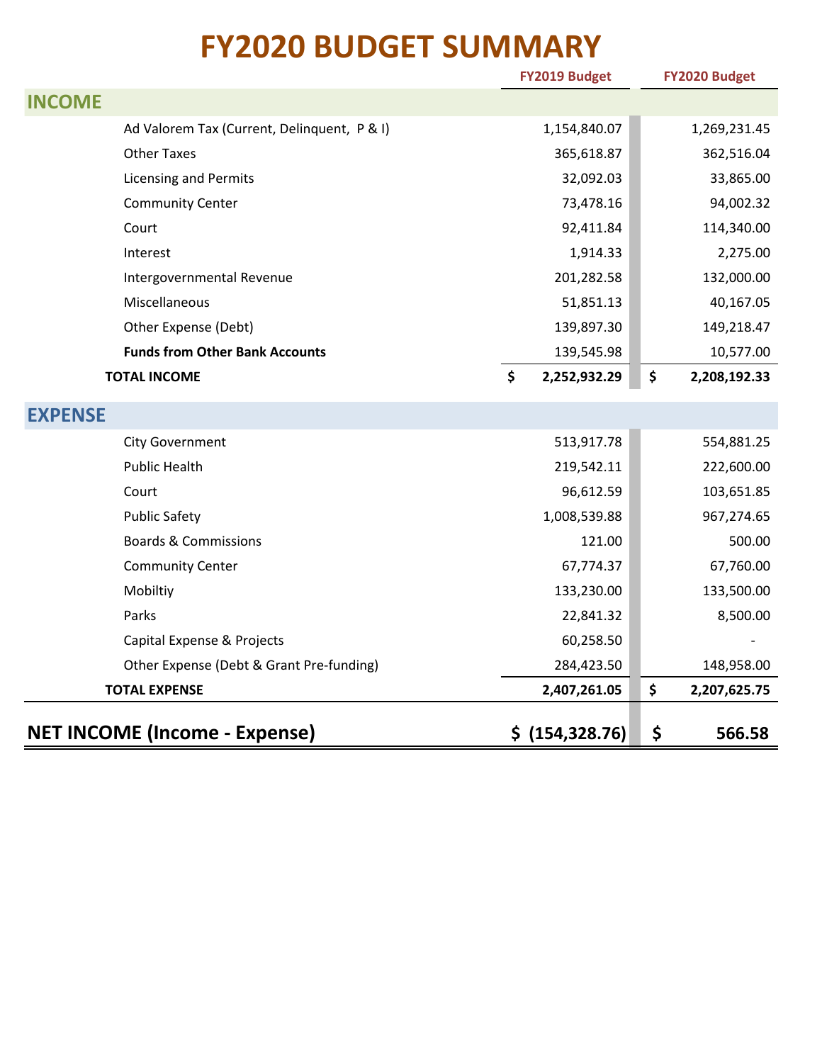# FY2020 BUDGET SUMMARY

| | FY2019 Budget | FY2020 Budget |
|---|---|---|
| **INCOME** | | |
| Ad Valorem Tax (Current, Delinquent, P & I) | 1,154,840.07 | 1,269,231.45 |
| Other Taxes | 365,618.87 | 362,516.04 |
| Licensing and Permits | 32,092.03 | 33,865.00 |
| Community Center | 73,478.16 | 94,002.32 |
| Court | 92,411.84 | 114,340.00 |
| Interest | 1,914.33 | 2,275.00 |
| Intergovernmental Revenue | 201,282.58 | 132,000.00 |
| Miscellaneous | 51,851.13 | 40,167.05 |
| Other Expense (Debt) | 139,897.30 | 149,218.47 |
| **Funds from Other Bank Accounts** | 139,545.98 | 10,577.00 |
| **TOTAL INCOME** | **$ 2,252,932.29** | **$ 2,208,192.33** |
| **EXPENSE** | | |
| City Government | 513,917.78 | 554,881.25 |
| Public Health | 219,542.11 | 222,600.00 |
| Court | 96,612.59 | 103,651.85 |
| Public Safety | 1,008,539.88 | 967,274.65 |
| Boards & Commissions | 121.00 | 500.00 |
| Community Center | 67,774.37 | 67,760.00 |
| Mobiltiy | 133,230.00 | 133,500.00 |
| Parks | 22,841.32 | 8,500.00 |
| Capital Expense & Projects | 60,258.50 | - |
| Other Expense (Debt & Grant Pre-funding) | 284,423.50 | 148,958.00 |
| **TOTAL EXPENSE** | **2,407,261.05** | **$ 2,207,625.75** |
| **NET INCOME (Income - Expense)** | **$ (154,328.76)** | **$ 566.58** |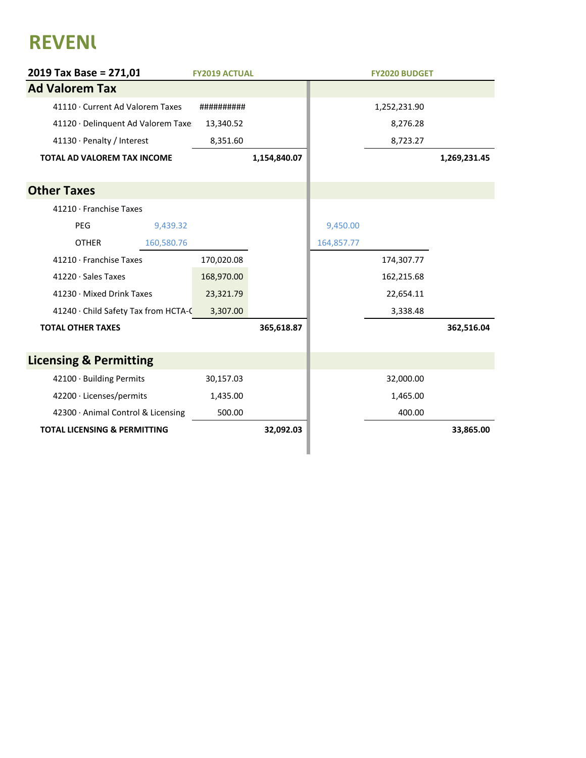# REVENU

| 2019 Tax Base = 271,01 | | FY2019 ACTUAL | | | FY2020 BUDGET | |
|---|---|---|---|---|---|---|
| **Ad Valorem Tax** | | | | | | |
| 41110 · Current Ad Valorem Taxes | | ########## | | | 1,252,231.90 | |
| 41120 · Delinquent Ad Valorem Taxe | | 13,340.52 | | | 8,276.28 | |
| 41130 · Penalty / Interest | | 8,351.60 | | | 8,723.27 | |
| **TOTAL AD VALOREM TAX INCOME** | | | **1,154,840.07** | | | **1,269,231.45** |
| **Other Taxes** | | | | | | |
| 41210 · Franchise Taxes | | | | | | |
| PEG | 9,439.32 | | | 9,450.00 | | |
| OTHER | 160,580.76 | | | 164,857.77 | | |
| 41210 · Franchise Taxes | | 170,020.08 | | | 174,307.77 | |
| 41220 · Sales Taxes | | 168,970.00 | | | 162,215.68 | |
| 41230 · Mixed Drink Taxes | | 23,321.79 | | | 22,654.11 | |
| 41240 · Child Safety Tax from HCTA-( | | 3,307.00 | | | 3,338.48 | |
| **TOTAL OTHER TAXES** | | | **365,618.87** | | | **362,516.04** |
| **Licensing & Permitting** | | | | | | |
| 42100 · Building Permits | | 30,157.03 | | | 32,000.00 | |
| 42200 · Licenses/permits | | 1,435.00 | | | 1,465.00 | |
| 42300 · Animal Control & Licensing | | 500.00 | | | 400.00 | |
| **TOTAL LICENSING & PERMITTING** | | | **32,092.03** | | | **33,865.00** |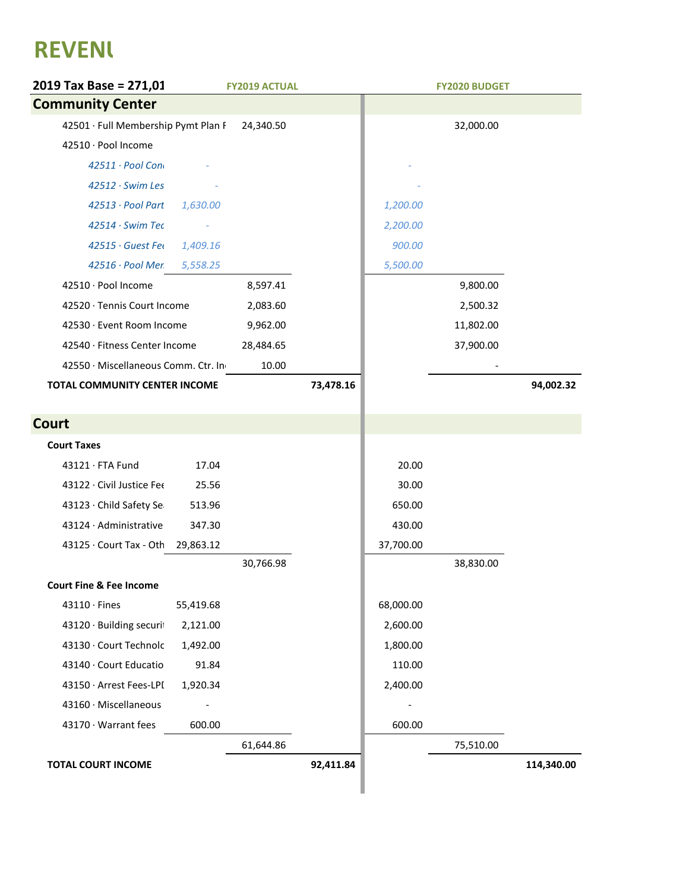# REVENU

| 2019 Tax Base = 271,01 | | FY2019 ACTUAL | | | FY2020 BUDGET | |
|---|---|---|---|---|---|---|
| **Community Center** | | | | | | |
| 42501 · Full Membership Pymt Plan F | | 24,340.50 | | | 32,000.00 | |
| 42510 · Pool Income | | | | | | |
| *42511 · Pool Con* | *-* | | | *-* | | |
| *42512 · Swim Les* | *-* | | | *-* | | |
| *42513 · Pool Part* | *1,630.00* | | | *1,200.00* | | |
| *42514 · Swim Tec* | *-* | | | *2,200.00* | | |
| *42515 · Guest Fee* | *1,409.16* | | | *900.00* | | |
| *42516 · Pool Mer* | *5,558.25* | | | *5,500.00* | | |
| 42510 · Pool Income | | 8,597.41 | | | 9,800.00 | |
| 42520 · Tennis Court Income | | 2,083.60 | | | 2,500.32 | |
| 42530 · Event Room Income | | 9,962.00 | | | 11,802.00 | |
| 42540 · Fitness Center Income | | 28,484.65 | | | 37,900.00 | |
| 42550 · Miscellaneous Comm. Ctr. In | | 10.00 | | | - | |
| **TOTAL COMMUNITY CENTER INCOME** | | | **73,478.16** | | | **94,002.32** |
| | | | | | | |
| **Court** | | | | | | |
| **Court Taxes** | | | | | | |
| 43121 · FTA Fund | 17.04 | | | 20.00 | | |
| 43122 · Civil Justice Fee | 25.56 | | | 30.00 | | |
| 43123 · Child Safety Se | 513.96 | | | 650.00 | | |
| 43124 · Administrative | 347.30 | | | 430.00 | | |
| 43125 · Court Tax - Oth | 29,863.12 | | | 37,700.00 | | |
| | | 30,766.98 | | | 38,830.00 | |
| **Court Fine & Fee Income** | | | | | | |
| 43110 · Fines | 55,419.68 | | | 68,000.00 | | |
| 43120 · Building securi | 2,121.00 | | | 2,600.00 | | |
| 43130 · Court Technolo | 1,492.00 | | | 1,800.00 | | |
| 43140 · Court Educatio | 91.84 | | | 110.00 | | |
| 43150 · Arrest Fees-LPI | 1,920.34 | | | 2,400.00 | | |
| 43160 · Miscellaneous | - | | | - | | |
| 43170 · Warrant fees | 600.00 | | | 600.00 | | |
| | | 61,644.86 | | | 75,510.00 | |
| **TOTAL COURT INCOME** | | | **92,411.84** | | | **114,340.00** |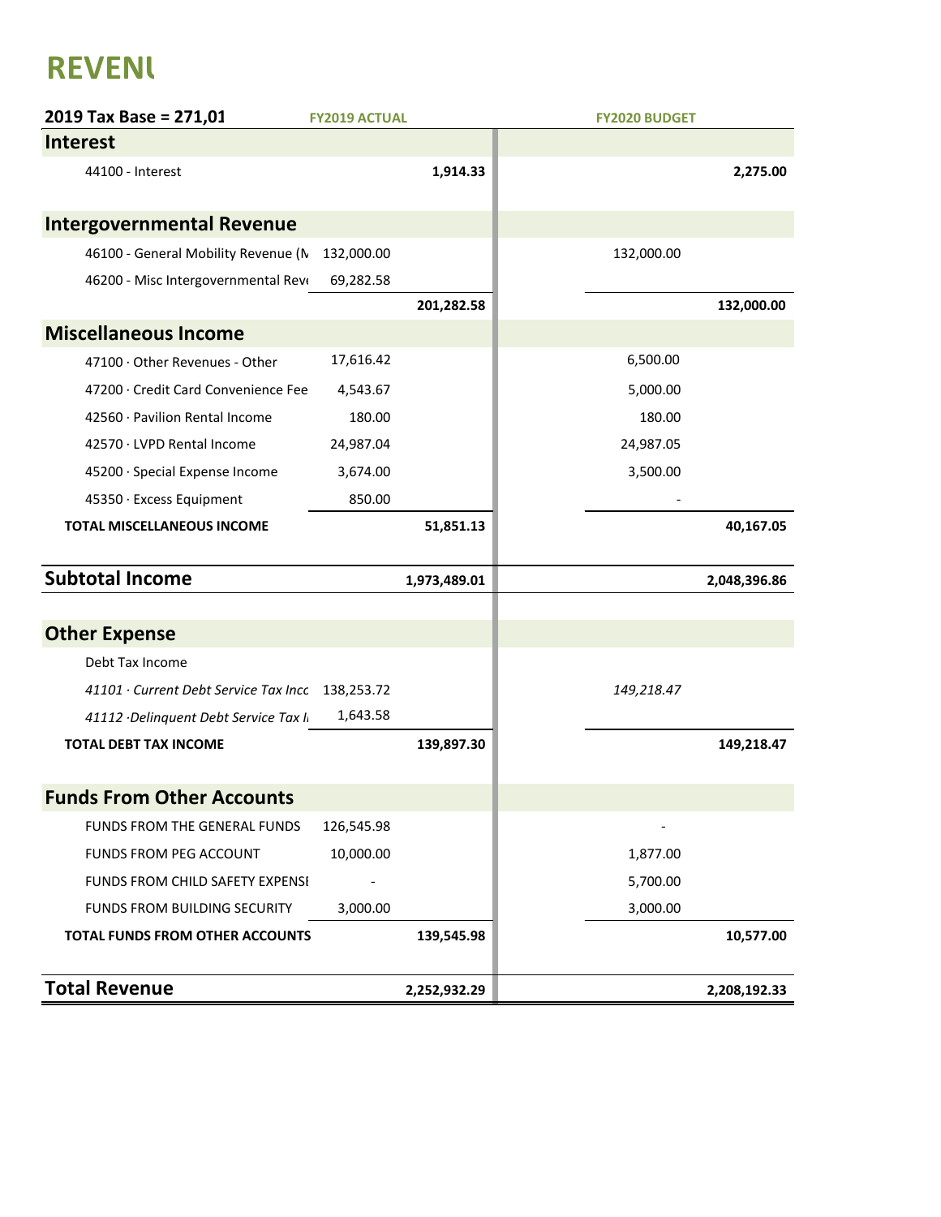# REVENU

| 2019 Tax Base = 271,01 | FY2019 ACTUAL | | FY2020 BUDGET | |
|---|---|---|---|---|
| **Interest** | | | | |
| 44100 - Interest | | **1,914.33** | | **2,275.00** |
| **Intergovernmental Revenue** | | | | |
| 46100 - General Mobility Revenue (N | 132,000.00 | | 132,000.00 | |
| 46200 - Misc Intergovernmental Reve | 69,282.58 | | | |
| | | **201,282.58** | | **132,000.00** |
| **Miscellaneous Income** | | | | |
| 47100 · Other Revenues - Other | 17,616.42 | | 6,500.00 | |
| 47200 · Credit Card Convenience Fee | 4,543.67 | | 5,000.00 | |
| 42560 · Pavilion Rental Income | 180.00 | | 180.00 | |
| 42570 · LVPD Rental Income | 24,987.04 | | 24,987.05 | |
| 45200 · Special Expense Income | 3,674.00 | | 3,500.00 | |
| 45350 · Excess Equipment | 850.00 | | - | |
| **TOTAL MISCELLANEOUS INCOME** | | **51,851.13** | | **40,167.05** |
| **Subtotal Income** | | **1,973,489.01** | | **2,048,396.86** |
| **Other Expense** | | | | |
| Debt Tax Income | | | | |
| *41101 · Current Debt Service Tax Inco* | 138,253.72 | | *149,218.47* | |
| *41112 ·Delinquent Debt Service Tax I* | 1,643.58 | | | |
| **TOTAL DEBT TAX INCOME** | | **139,897.30** | | **149,218.47** |
| **Funds From Other Accounts** | | | | |
| FUNDS FROM THE GENERAL FUNDS | 126,545.98 | | - | |
| FUNDS FROM PEG ACCOUNT | 10,000.00 | | 1,877.00 | |
| FUNDS FROM CHILD SAFETY EXPENSE | - | | 5,700.00 | |
| FUNDS FROM BUILDING SECURITY | 3,000.00 | | 3,000.00 | |
| **TOTAL FUNDS FROM OTHER ACCOUNTS** | | **139,545.98** | | **10,577.00** |
| **Total Revenue** | | **2,252,932.29** | | **2,208,192.33** |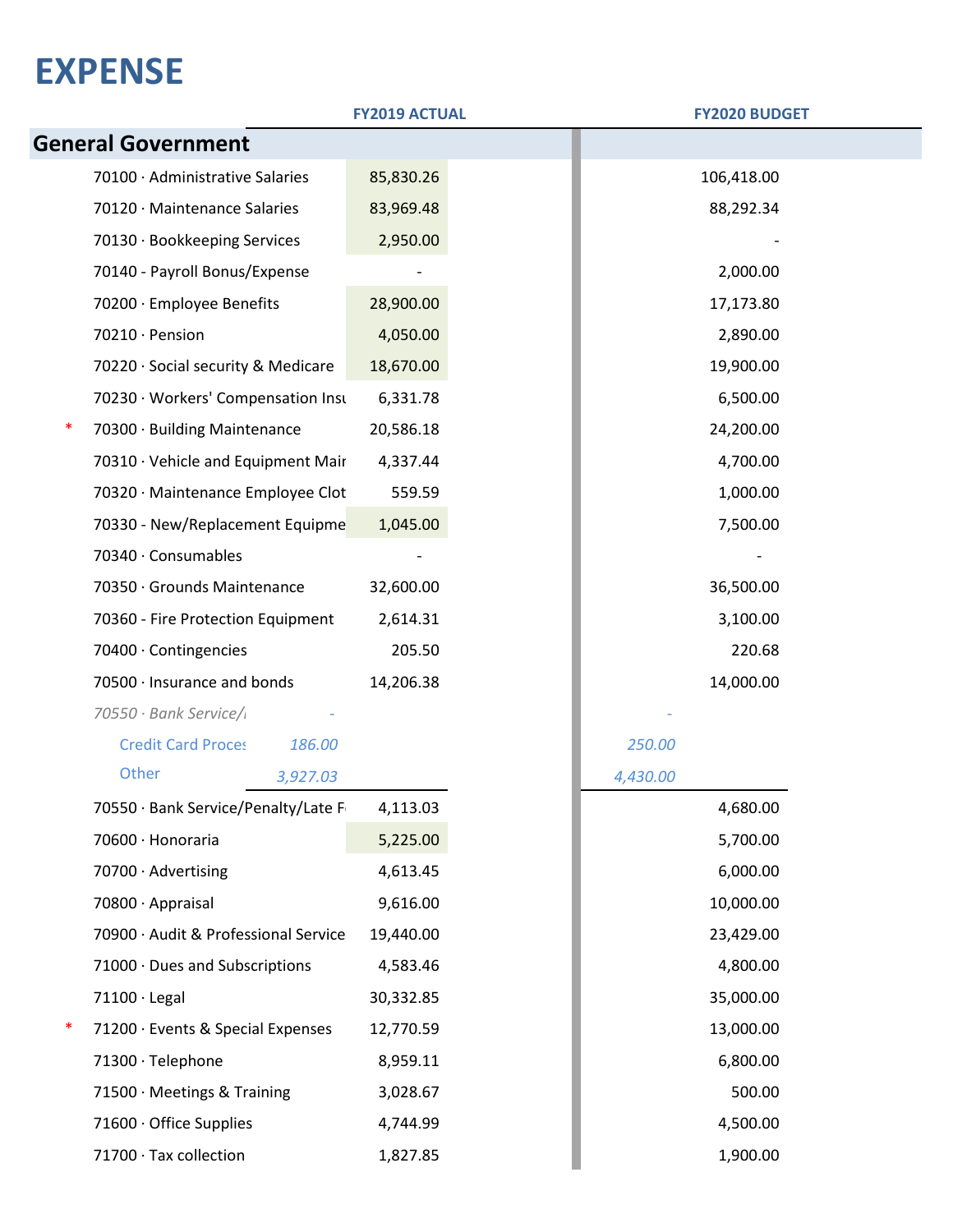# EXPENSE

| | | FY2019 ACTUAL | FY2020 BUDGET |
|---|---|---|---|
| **General Government** | | | |
| | 70100 · Administrative Salaries | 85,830.26 | 106,418.00 |
| | 70120 · Maintenance Salaries | 83,969.48 | 88,292.34 |
| | 70130 · Bookkeeping Services | 2,950.00 | - |
| | 70140 - Payroll Bonus/Expense | - | 2,000.00 |
| | 70200 · Employee Benefits | 28,900.00 | 17,173.80 |
| | 70210 · Pension | 4,050.00 | 2,890.00 |
| | 70220 · Social security & Medicare | 18,670.00 | 19,900.00 |
| | 70230 · Workers' Compensation Insu | 6,331.78 | 6,500.00 |
| * | 70300 · Building Maintenance | 20,586.18 | 24,200.00 |
| | 70310 · Vehicle and Equipment Mair | 4,337.44 | 4,700.00 |
| | 70320 · Maintenance Employee Clot | 559.59 | 1,000.00 |
| | 70330 - New/Replacement Equipme | 1,045.00 | 7,500.00 |
| | 70340 · Consumables | - | - |
| | 70350 · Grounds Maintenance | 32,600.00 | 36,500.00 |
| | 70360 - Fire Protection Equipment | 2,614.31 | 3,100.00 |
| | 70400 · Contingencies | 205.50 | 220.68 |
| | 70500 · Insurance and bonds | 14,206.38 | 14,000.00 |
| | *70550 · Bank Service/* *-* | | *-* |
| | *Credit Card Proces 186.00* | | *250.00* |
| | *Other 3,927.03* | | *4,430.00* |
| | 70550 · Bank Service/Penalty/Late F | 4,113.03 | 4,680.00 |
| | 70600 · Honoraria | 5,225.00 | 5,700.00 |
| | 70700 · Advertising | 4,613.45 | 6,000.00 |
| | 70800 · Appraisal | 9,616.00 | 10,000.00 |
| | 70900 · Audit & Professional Service | 19,440.00 | 23,429.00 |
| | 71000 · Dues and Subscriptions | 4,583.46 | 4,800.00 |
| | 71100 · Legal | 30,332.85 | 35,000.00 |
| * | 71200 · Events & Special Expenses | 12,770.59 | 13,000.00 |
| | 71300 · Telephone | 8,959.11 | 6,800.00 |
| | 71500 · Meetings & Training | 3,028.67 | 500.00 |
| | 71600 · Office Supplies | 4,744.99 | 4,500.00 |
| | 71700 · Tax collection | 1,827.85 | 1,900.00 |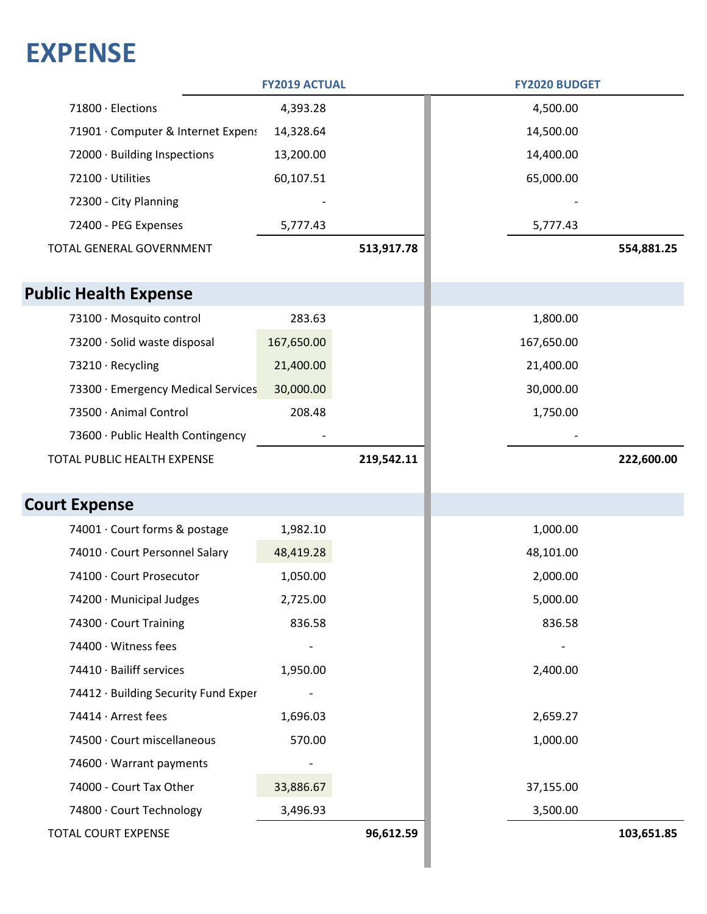# EXPENSE

| | FY2019 ACTUAL | | FY2020 BUDGET | |
|---|---|---|---|---|
| 71800 · Elections | 4,393.28 | | 4,500.00 | |
| 71901 · Computer & Internet Expens | 14,328.64 | | 14,500.00 | |
| 72000 · Building Inspections | 13,200.00 | | 14,400.00 | |
| 72100 · Utilities | 60,107.51 | | 65,000.00 | |
| 72300 - City Planning | - | | - | |
| 72400 - PEG Expenses | 5,777.43 | | 5,777.43 | |
| TOTAL GENERAL GOVERNMENT | | 513,917.78 | | 554,881.25 |

## Public Health Expense

| | FY2019 ACTUAL | | FY2020 BUDGET | |
|---|---|---|---|---|
| 73100 · Mosquito control | 283.63 | | 1,800.00 | |
| 73200 · Solid waste disposal | 167,650.00 | | 167,650.00 | |
| 73210 · Recycling | 21,400.00 | | 21,400.00 | |
| 73300 · Emergency Medical Services | 30,000.00 | | 30,000.00 | |
| 73500 · Animal Control | 208.48 | | 1,750.00 | |
| 73600 · Public Health Contingency | - | | - | |
| TOTAL PUBLIC HEALTH EXPENSE | | 219,542.11 | | 222,600.00 |

## Court Expense

| | FY2019 ACTUAL | | FY2020 BUDGET | |
|---|---|---|---|---|
| 74001 · Court forms & postage | 1,982.10 | | 1,000.00 | |
| 74010 · Court Personnel Salary | 48,419.28 | | 48,101.00 | |
| 74100 · Court Prosecutor | 1,050.00 | | 2,000.00 | |
| 74200 · Municipal Judges | 2,725.00 | | 5,000.00 | |
| 74300 · Court Training | 836.58 | | 836.58 | |
| 74400 · Witness fees | - | | - | |
| 74410 · Bailiff services | 1,950.00 | | 2,400.00 | |
| 74412 · Building Security Fund Exper | - | | | |
| 74414 · Arrest fees | 1,696.03 | | 2,659.27 | |
| 74500 · Court miscellaneous | 570.00 | | 1,000.00 | |
| 74600 · Warrant payments | - | | | |
| 74000 - Court Tax Other | 33,886.67 | | 37,155.00 | |
| 74800 · Court Technology | 3,496.93 | | 3,500.00 | |
| TOTAL COURT EXPENSE | | 96,612.59 | | 103,651.85 |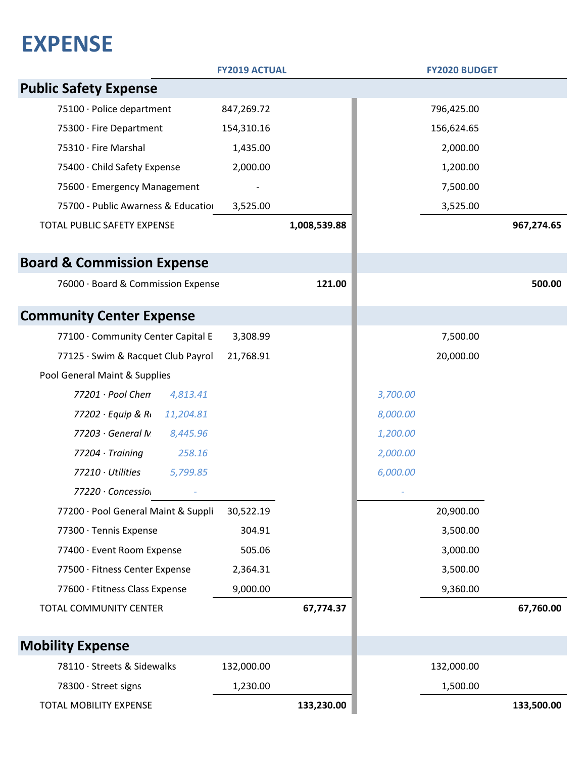# EXPENSE

| | FY2019 ACTUAL | | | FY2020 BUDGET | | |
|---|---|---|---|---|---|---|
| **Public Safety Expense** | | | | | | |
| 75100 · Police department | 847,269.72 | | | | 796,425.00 | |
| 75300 · Fire Department | 154,310.16 | | | | 156,624.65 | |
| 75310 · Fire Marshal | 1,435.00 | | | | 2,000.00 | |
| 75400 · Child Safety Expense | 2,000.00 | | | | 1,200.00 | |
| 75600 · Emergency Management | - | | | | 7,500.00 | |
| 75700 - Public Awarness & Educatio | 3,525.00 | | | | 3,525.00 | |
| TOTAL PUBLIC SAFETY EXPENSE | | | **1,008,539.88** | | | **967,274.65** |
| **Board & Commission Expense** | | | | | | |
| 76000 · Board & Commission Expense | | | **121.00** | | | **500.00** |
| **Community Center Expense** | | | | | | |
| 77100 · Community Center Capital E | | 3,308.99 | | | 7,500.00 | |
| 77125 · Swim & Racquet Club Payrol | | 21,768.91 | | | 20,000.00 | |
| Pool General Maint & Supplies | | | | | | |
| *77201 · Pool Chem* | *4,813.41* | | | *3,700.00* | | |
| *77202 · Equip & R* | *11,204.81* | | | *8,000.00* | | |
| *77203 · General M* | *8,445.96* | | | *1,200.00* | | |
| *77204 · Training* | *258.16* | | | *2,000.00* | | |
| *77210 · Utilities* | *5,799.85* | | | *6,000.00* | | |
| *77220 · Concessio* | *-* | | | *-* | | |
| 77200 · Pool General Maint & Suppli | | 30,522.19 | | | 20,900.00 | |
| 77300 · Tennis Expense | | 304.91 | | | 3,500.00 | |
| 77400 · Event Room Expense | | 505.06 | | | 3,000.00 | |
| 77500 · Fitness Center Expense | | 2,364.31 | | | 3,500.00 | |
| 77600 · Ftitness Class Expense | | 9,000.00 | | | 9,360.00 | |
| TOTAL COMMUNITY CENTER | | | **67,774.37** | | | **67,760.00** |
| **Mobility Expense** | | | | | | |
| 78110 · Streets & Sidewalks | | 132,000.00 | | | 132,000.00 | |
| 78300 · Street signs | | 1,230.00 | | | 1,500.00 | |
| TOTAL MOBILITY EXPENSE | | | **133,230.00** | | | **133,500.00** |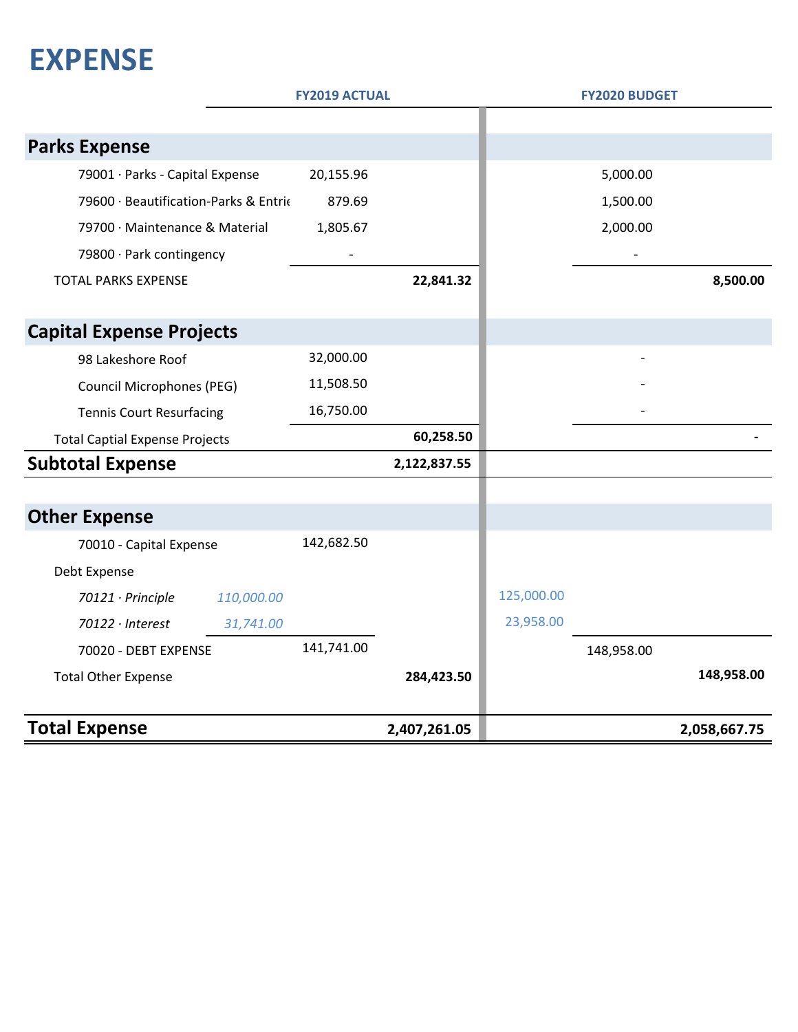# EXPENSE

| | FY2019 ACTUAL | | | FY2020 BUDGET | | |
|---|---|---|---|---|---|---|
| **Parks Expense** | | | | | | |
| 79001 · Parks - Capital Expense | | 20,155.96 | | | 5,000.00 | |
| 79600 · Beautification-Parks & Entrie | | 879.69 | | | 1,500.00 | |
| 79700 · Maintenance & Material | | 1,805.67 | | | 2,000.00 | |
| 79800 · Park contingency | | - | | | - | |
| TOTAL PARKS EXPENSE | | | **22,841.32** | | | **8,500.00** |
| **Capital Expense Projects** | | | | | | |
| 98 Lakeshore Roof | | 32,000.00 | | | - | |
| Council Microphones (PEG) | | 11,508.50 | | | - | |
| Tennis Court Resurfacing | | 16,750.00 | | | - | |
| Total Captial Expense Projects | | | **60,258.50** | | | **-** |
| **Subtotal Expense** | | | **2,122,837.55** | | | |
| **Other Expense** | | | | | | |
| 70010 - Capital Expense | | 142,682.50 | | | | |
| Debt Expense | | | | | | |
| *70121 · Principle* | *110,000.00* | | | 125,000.00 | | |
| *70122 · Interest* | *31,741.00* | | | 23,958.00 | | |
| 70020 - DEBT EXPENSE | | 141,741.00 | | | 148,958.00 | |
| Total Other Expense | | | **284,423.50** | | | **148,958.00** |
| **Total Expense** | | | **2,407,261.05** | | | **2,058,667.75** |